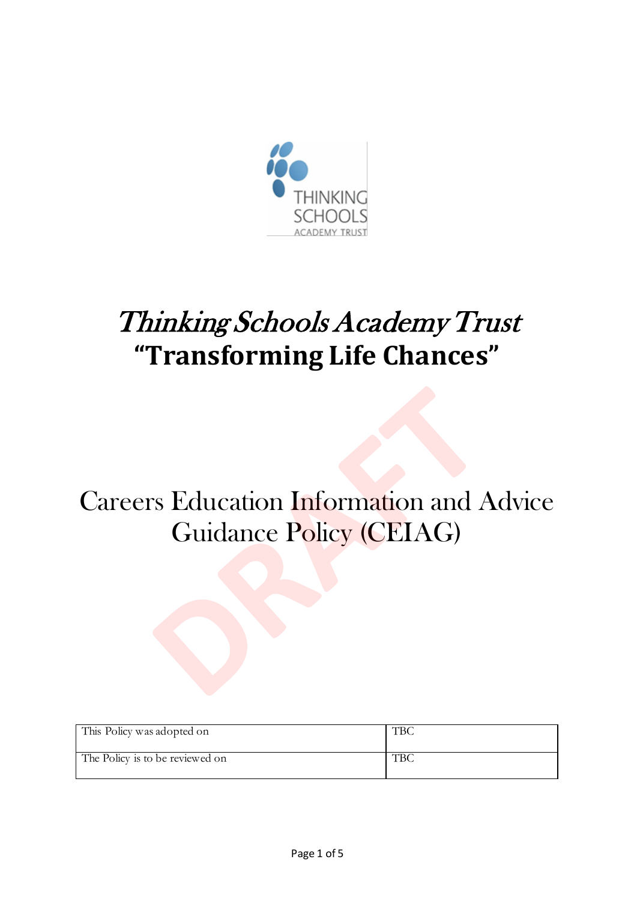# *Thinking Schools Academy Trust*

# **"Transforming Life Chances"**

DRAFT

# Careers Education Information and Advice Guidance Policy (CEIAG)

| This Policy was adopted on | TBC |
|---|---|
| The Policy is to be reviewed on | TBC |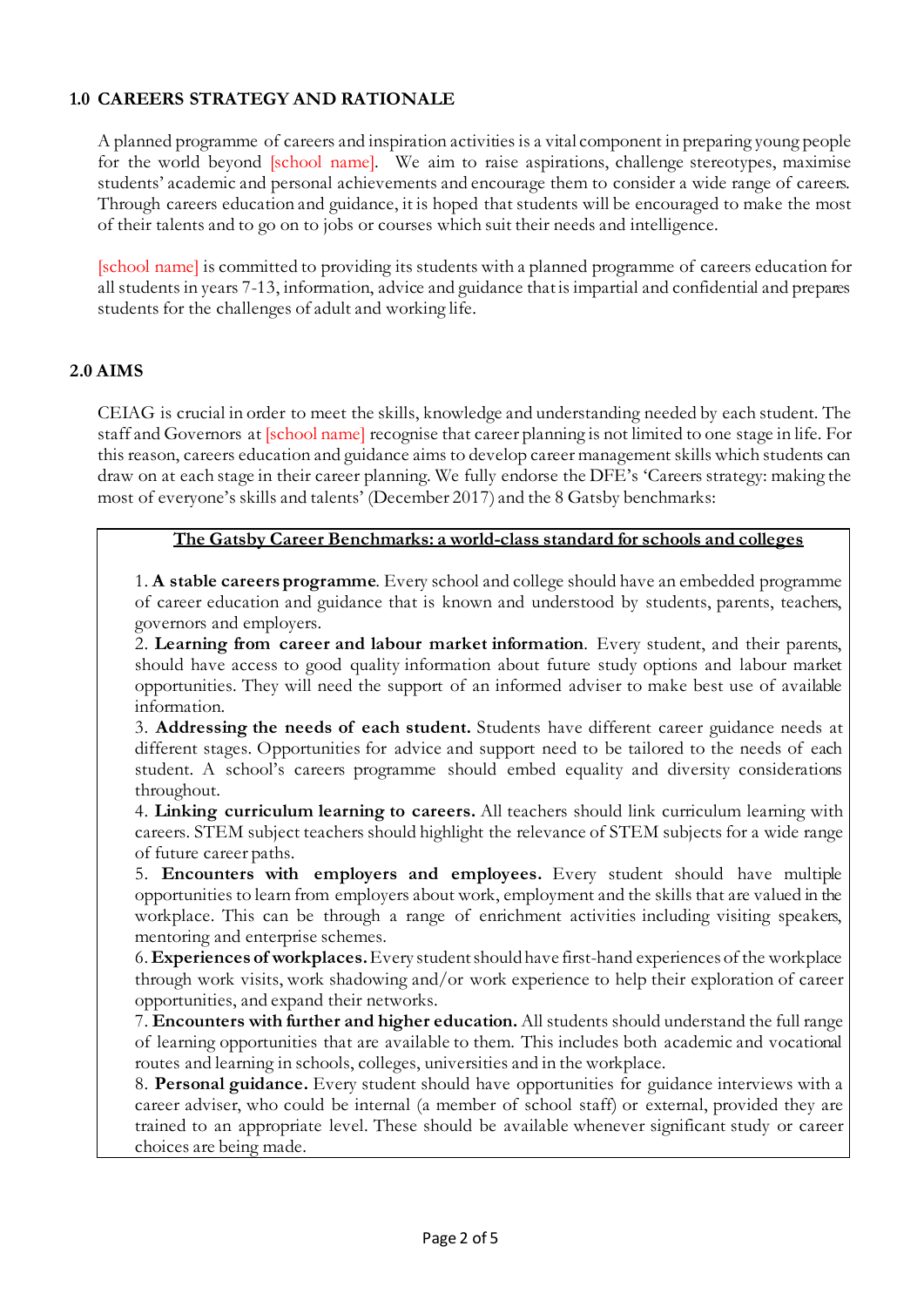## 1.0 CAREERS STRATEGY AND RATIONALE

A planned programme of careers and inspiration activities is a vital component in preparing young people for the world beyond [school name]. We aim to raise aspirations, challenge stereotypes, maximise students' academic and personal achievements and encourage them to consider a wide range of careers. Through careers education and guidance, it is hoped that students will be encouraged to make the most of their talents and to go on to jobs or courses which suit their needs and intelligence.

[school name] is committed to providing its students with a planned programme of careers education for all students in years 7-13, information, advice and guidance that is impartial and confidential and prepares students for the challenges of adult and working life.

## 2.0 AIMS

CEIAG is crucial in order to meet the skills, knowledge and understanding needed by each student. The staff and Governors at [school name] recognise that career planning is not limited to one stage in life. For this reason, careers education and guidance aims to develop career management skills which students can draw on at each stage in their career planning. We fully endorse the DFE's 'Careers strategy: making the most of everyone's skills and talents' (December 2017) and the 8 Gatsby benchmarks:

**The Gatsby Career Benchmarks: a world-class standard for schools and colleges**

1. **A stable careers programme**. Every school and college should have an embedded programme of career education and guidance that is known and understood by students, parents, teachers, governors and employers.
2. **Learning from career and labour market information**. Every student, and their parents, should have access to good quality information about future study options and labour market opportunities. They will need the support of an informed adviser to make best use of available information.
3. **Addressing the needs of each student.** Students have different career guidance needs at different stages. Opportunities for advice and support need to be tailored to the needs of each student. A school's careers programme should embed equality and diversity considerations throughout.
4. **Linking curriculum learning to careers.** All teachers should link curriculum learning with careers. STEM subject teachers should highlight the relevance of STEM subjects for a wide range of future career paths.
5. **Encounters with employers and employees.** Every student should have multiple opportunities to learn from employers about work, employment and the skills that are valued in the workplace. This can be through a range of enrichment activities including visiting speakers, mentoring and enterprise schemes.
6. **Experiences of workplaces.** Every student should have first-hand experiences of the workplace through work visits, work shadowing and/or work experience to help their exploration of career opportunities, and expand their networks.
7. **Encounters with further and higher education.** All students should understand the full range of learning opportunities that are available to them. This includes both academic and vocational routes and learning in schools, colleges, universities and in the workplace.
8. **Personal guidance.** Every student should have opportunities for guidance interviews with a career adviser, who could be internal (a member of school staff) or external, provided they are trained to an appropriate level. These should be available whenever significant study or career choices are being made.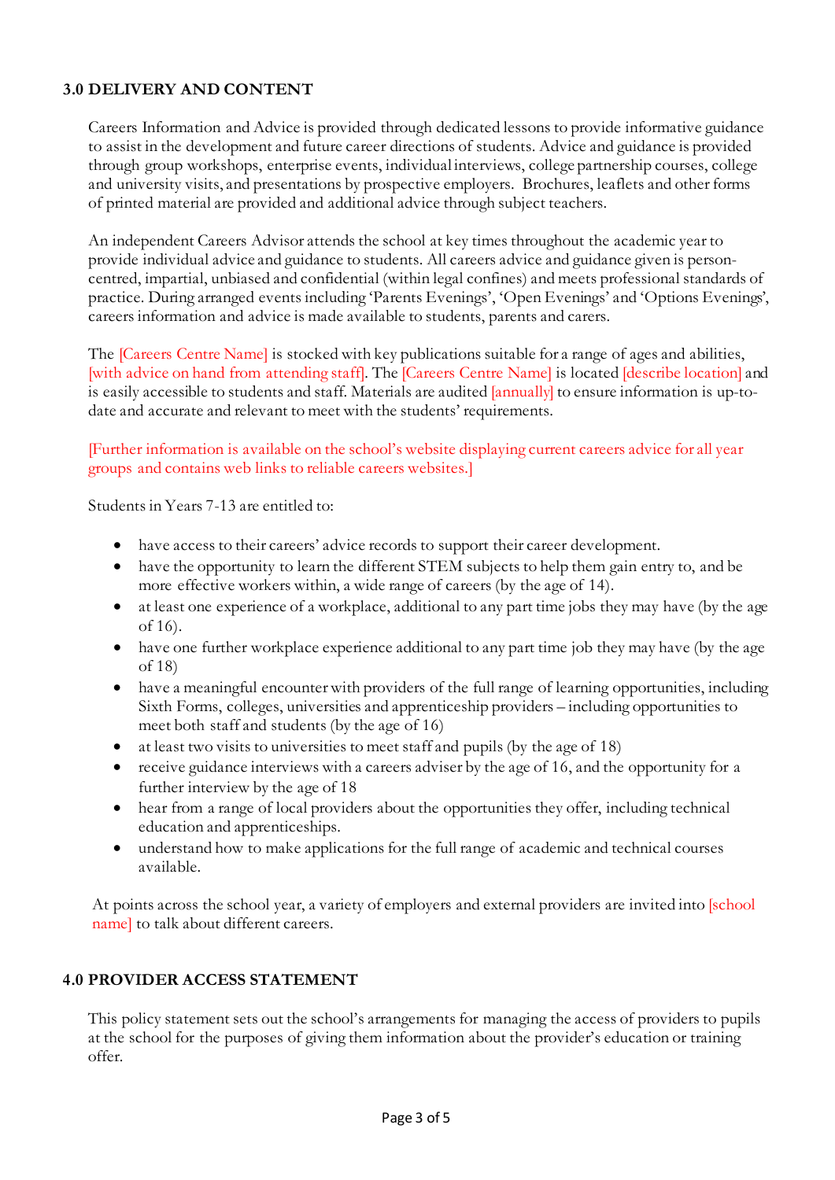### 3.0 DELIVERY AND CONTENT

Careers Information and Advice is provided through dedicated lessons to provide informative guidance to assist in the development and future career directions of students. Advice and guidance is provided through group workshops, enterprise events, individual interviews, college partnership courses, college and university visits, and presentations by prospective employers. Brochures, leaflets and other forms of printed material are provided and additional advice through subject teachers.

An independent Careers Advisor attends the school at key times throughout the academic year to provide individual advice and guidance to students. All careers advice and guidance given is person-centred, impartial, unbiased and confidential (within legal confines) and meets professional standards of practice. During arranged events including 'Parents Evenings', 'Open Evenings' and 'Options Evenings', careers information and advice is made available to students, parents and carers.

The [Careers Centre Name] is stocked with key publications suitable for a range of ages and abilities, [with advice on hand from attending staff]. The [Careers Centre Name] is located [describe location] and is easily accessible to students and staff. Materials are audited [annually] to ensure information is up-to-date and accurate and relevant to meet with the students' requirements.

[Further information is available on the school's website displaying current careers advice for all year groups and contains web links to reliable careers websites.]

Students in Years 7-13 are entitled to:

- have access to their careers' advice records to support their career development.
- have the opportunity to learn the different STEM subjects to help them gain entry to, and be more effective workers within, a wide range of careers (by the age of 14).
- at least one experience of a workplace, additional to any part time jobs they may have (by the age of 16).
- have one further workplace experience additional to any part time job they may have (by the age of 18)
- have a meaningful encounter with providers of the full range of learning opportunities, including Sixth Forms, colleges, universities and apprenticeship providers – including opportunities to meet both staff and students (by the age of 16)
- at least two visits to universities to meet staff and pupils (by the age of 18)
- receive guidance interviews with a careers adviser by the age of 16, and the opportunity for a further interview by the age of 18
- hear from a range of local providers about the opportunities they offer, including technical education and apprenticeships.
- understand how to make applications for the full range of academic and technical courses available.

At points across the school year, a variety of employers and external providers are invited into [school name] to talk about different careers.

### 4.0 PROVIDER ACCESS STATEMENT

This policy statement sets out the school's arrangements for managing the access of providers to pupils at the school for the purposes of giving them information about the provider's education or training offer.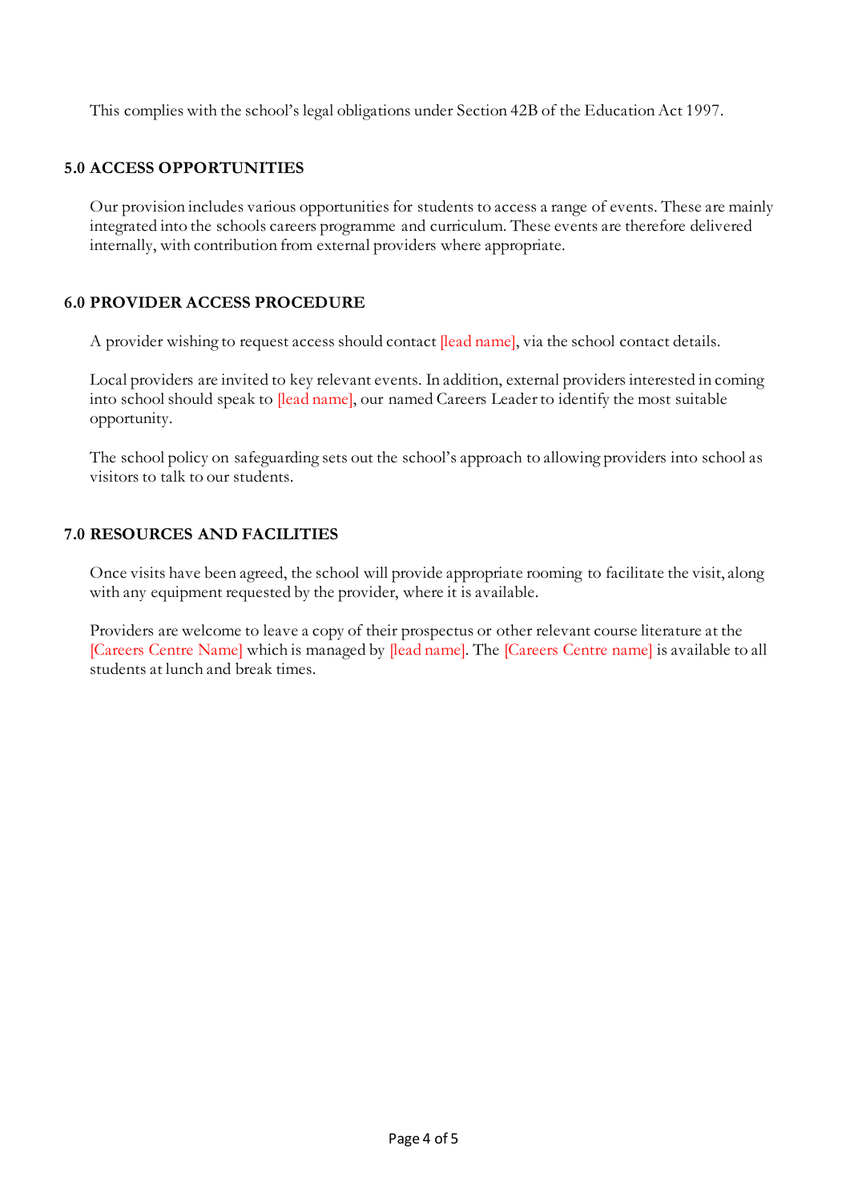This complies with the school's legal obligations under Section 42B of the Education Act 1997.

## 5.0 ACCESS OPPORTUNITIES

Our provision includes various opportunities for students to access a range of events. These are mainly integrated into the schools careers programme and curriculum. These events are therefore delivered internally, with contribution from external providers where appropriate.

## 6.0 PROVIDER ACCESS PROCEDURE

A provider wishing to request access should contact [lead name], via the school contact details.

Local providers are invited to key relevant events. In addition, external providers interested in coming into school should speak to [lead name], our named Careers Leader to identify the most suitable opportunity.

The school policy on safeguarding sets out the school's approach to allowing providers into school as visitors to talk to our students.

## 7.0 RESOURCES AND FACILITIES

Once visits have been agreed, the school will provide appropriate rooming to facilitate the visit, along with any equipment requested by the provider, where it is available.

Providers are welcome to leave a copy of their prospectus or other relevant course literature at the [Careers Centre Name] which is managed by [lead name]. The [Careers Centre name] is available to all students at lunch and break times.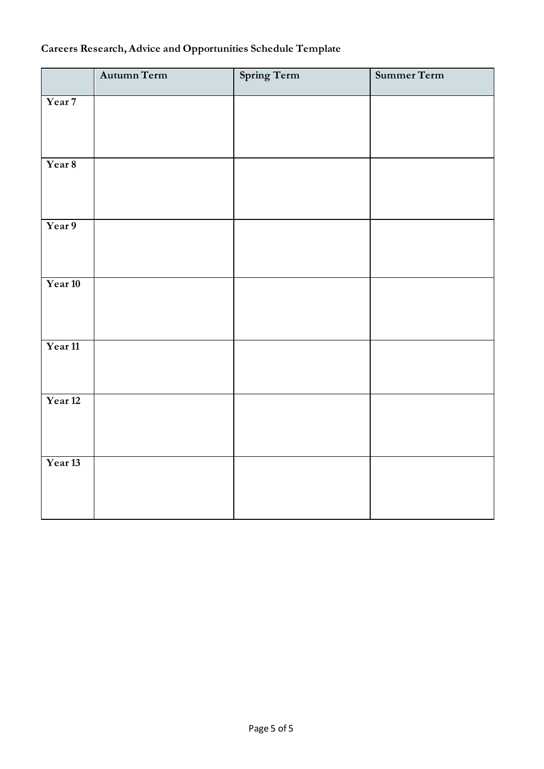**Careers Research, Advice and Opportunities Schedule Template**

| | Autumn Term | Spring Term | Summer Term |
|---|---|---|---|
| Year 7 | | | |
| Year 8 | | | |
| Year 9 | | | |
| Year 10 | | | |
| Year 11 | | | |
| Year 12 | | | |
| Year 13 | | | |